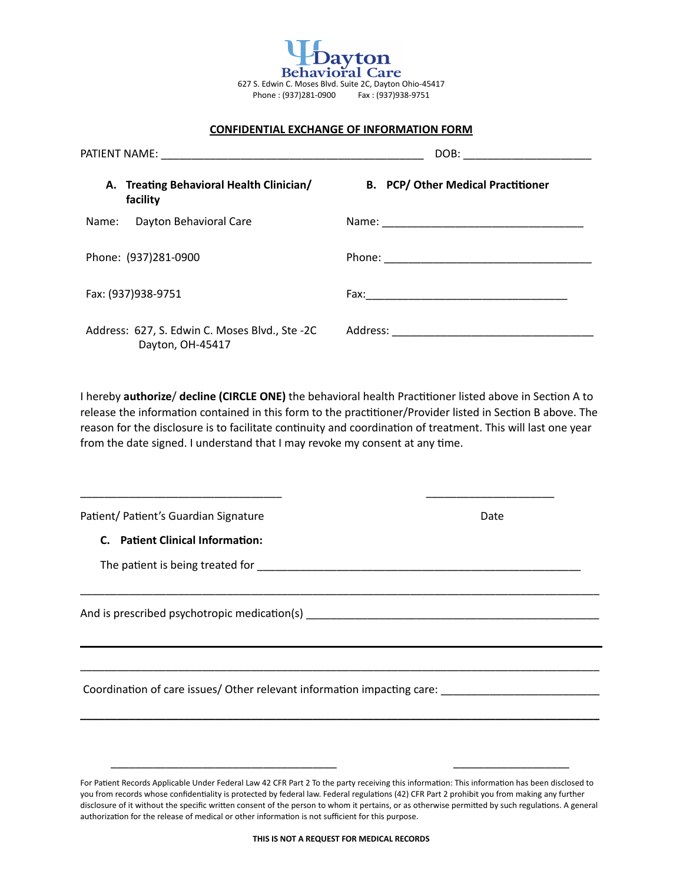Dayton Behavioral Care

627 S. Edwin C. Moses Blvd. Suite 2C, Dayton Ohio-45417

Phone : (937)281-0900 Fax : (937)938-9751

## CONFIDENTIAL EXCHANGE OF INFORMATION FORM

PATIENT NAME: ___________________________________________ DOB: ____________________

| **A. Treating Behavioral Health Clinician/ facility** | **B. PCP/ Other Medical Practitioner** |
|---|---|
| Name: Dayton Behavioral Care | Name: ________________________________ |
| Phone: (937)281-0900 | Phone: _________________________________ |
| Fax: (937)938-9751 | Fax:________________________________ |
| Address: 627, S. Edwin C. Moses Blvd., Ste -2C Dayton, OH-45417 | Address: ________________________________ |

I hereby **authorize**/ **decline (CIRCLE ONE)** the behavioral health Practitioner listed above in Section A to release the information contained in this form to the practitioner/Provider listed in Section B above. The reason for the disclosure is to facilitate continuity and coordination of treatment. This will last one year from the date signed. I understand that I may revoke my consent at any time.

________________________________ ____________________

Patient/ Patient's Guardian Signature Date

**C. Patient Clinical Information:**

The patient is being treated for _____________________________________________________

_____________________________________________________________________________

And is prescribed psychotropic medication(s) _____________________________________________

_____________________________________________________________________________

_____________________________________________________________________________

Coordination of care issues/ Other relevant information impacting care: _________________________

_____________________________________________________________________________

____________________________________ ____________________

For Patient Records Applicable Under Federal Law 42 CFR Part 2 To the party receiving this information: This information has been disclosed to you from records whose confidentiality is protected by federal law. Federal regulations (42) CFR Part 2 prohibit you from making any further disclosure of it without the specific written consent of the person to whom it pertains, or as otherwise permitted by such regulations. A general authorization for the release of medical or other information is not sufficient for this purpose.

**THIS IS NOT A REQUEST FOR MEDICAL RECORDS**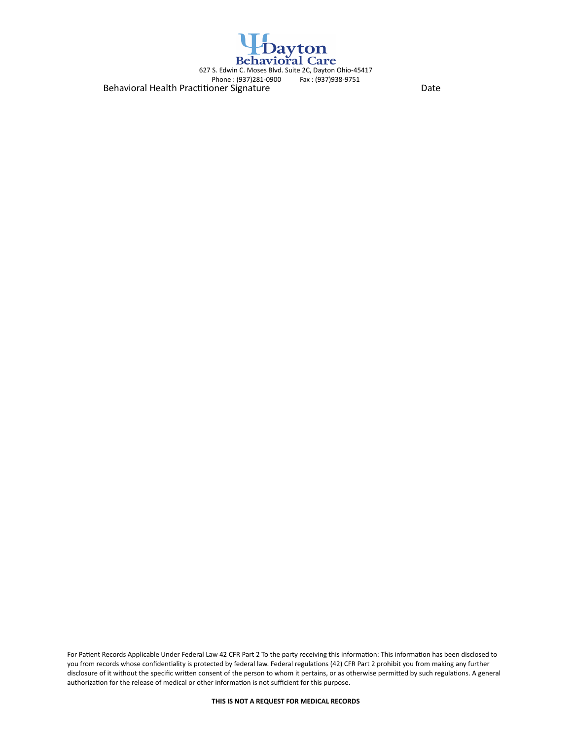Dayton Behavioral Care

627 S. Edwin C. Moses Blvd. Suite 2C, Dayton Ohio-45417

Phone : (937)281-0900 Fax : (937)938-9751

Behavioral Health Practitioner Signature Date

For Patient Records Applicable Under Federal Law 42 CFR Part 2 To the party receiving this information: This information has been disclosed to you from records whose confidentiality is protected by federal law. Federal regulations (42) CFR Part 2 prohibit you from making any further disclosure of it without the specific written consent of the person to whom it pertains, or as otherwise permitted by such regulations. A general authorization for the release of medical or other information is not sufficient for this purpose.

**THIS IS NOT A REQUEST FOR MEDICAL RECORDS**